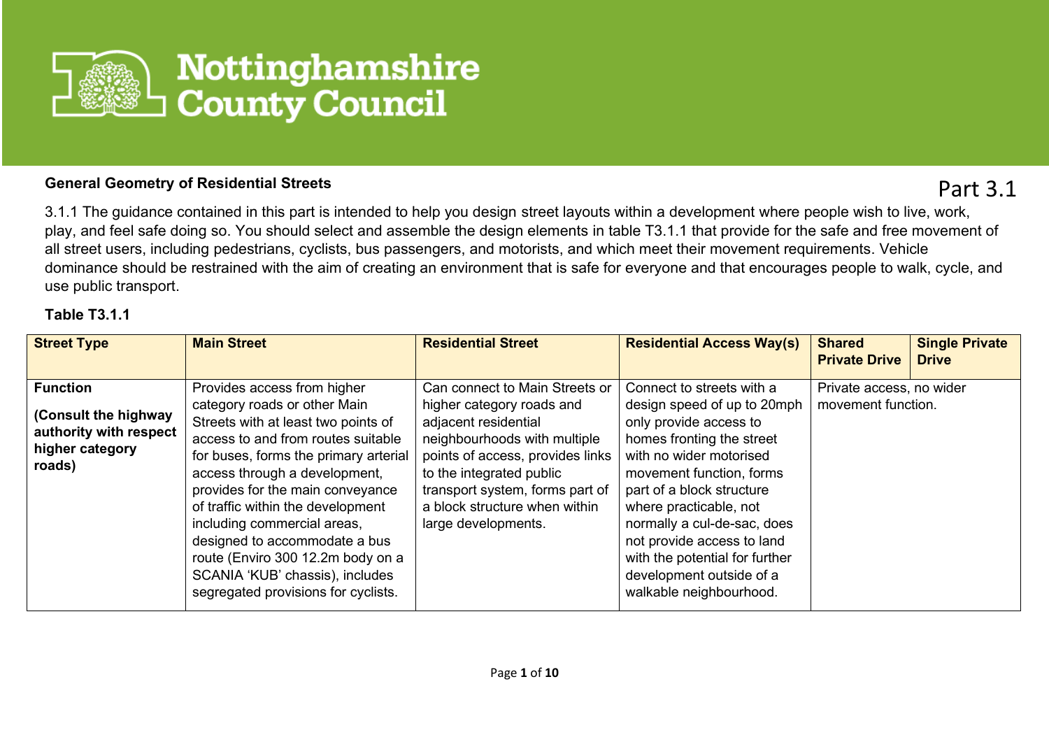Nottinghamshire County Council

## General Geometry of Residential Streets

Part 3.1

3.1.1 The guidance contained in this part is intended to help you design street layouts within a development where people wish to live, work, play, and feel safe doing so. You should select and assemble the design elements in table T3.1.1 that provide for the safe and free movement of all street users, including pedestrians, cyclists, bus passengers, and motorists, and which meet their movement requirements. Vehicle dominance should be restrained with the aim of creating an environment that is safe for everyone and that encourages people to walk, cycle, and use public transport.

**Table T3.1.1**

| **Street Type** | **Main Street** | **Residential Street** | **Residential Access Way(s)** | **Shared Private Drive** | **Single Private Drive** |
|---|---|---|---|---|---|
| **Function** **(Consult the highway authority with respect higher category roads)** | Provides access from higher category roads or other Main Streets with at least two points of access to and from routes suitable for buses, forms the primary arterial access through a development, provides for the main conveyance of traffic within the development including commercial areas, designed to accommodate a bus route (Enviro 300 12.2m body on a SCANIA 'KUB' chassis), includes segregated provisions for cyclists. | Can connect to Main Streets or higher category roads and adjacent residential neighbourhoods with multiple points of access, provides links to the integrated public transport system, forms part of a block structure when within large developments. | Connect to streets with a design speed of up to 20mph only provide access to homes fronting the street with no wider motorised movement function, forms part of a block structure where practicable, not normally a cul-de-sac, does not provide access to land with the potential for further development outside of a walkable neighbourhood. | Private access, no wider movement function. | |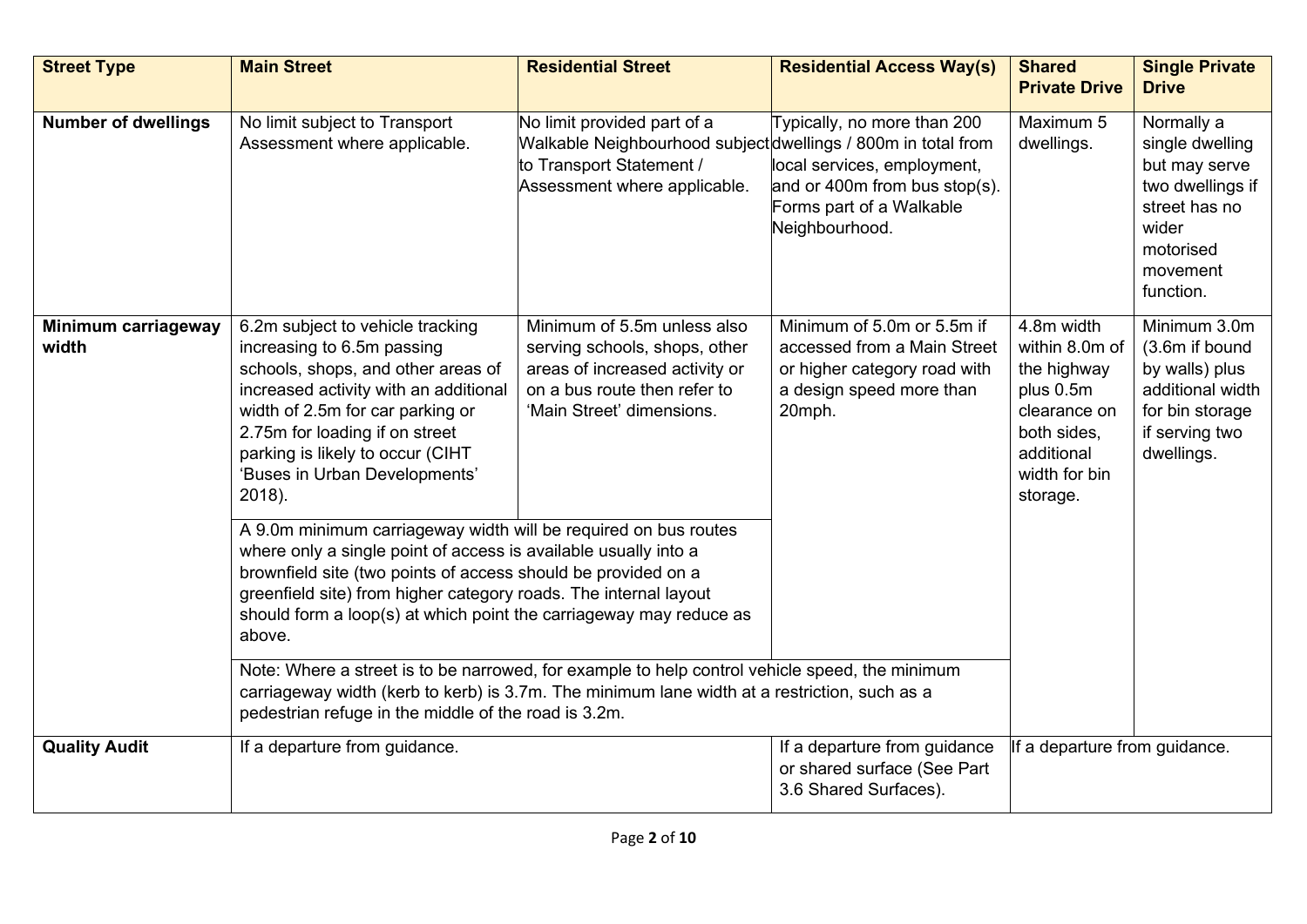| Street Type | Main Street | Residential Street | Residential Access Way(s) | Shared Private Drive | Single Private Drive |
|---|---|---|---|---|---|
| **Number of dwellings** | No limit subject to Transport Assessment where applicable. | No limit provided part of a Walkable Neighbourhood subject to Transport Statement / Assessment where applicable. | Typically, no more than 200 dwellings / 800m in total from local services, employment, and or 400m from bus stop(s). Forms part of a Walkable Neighbourhood. | Maximum 5 dwellings. | Normally a single dwelling but may serve two dwellings if street has no wider motorised movement function. |
| **Minimum carriageway width** | 6.2m subject to vehicle tracking increasing to 6.5m passing schools, shops, and other areas of increased activity with an additional width of 2.5m for car parking or 2.75m for loading if on street parking is likely to occur (CIHT ‘Buses in Urban Developments’ 2018). | Minimum of 5.5m unless also serving schools, shops, other areas of increased activity or on a bus route then refer to ‘Main Street’ dimensions. | Minimum of 5.0m or 5.5m if accessed from a Main Street or higher category road with a design speed more than 20mph. | 4.8m width within 8.0m of the highway plus 0.5m clearance on both sides, additional width for bin storage. | Minimum 3.0m (3.6m if bound by walls) plus additional width for bin storage if serving two dwellings. |
| | A 9.0m minimum carriageway width will be required on bus routes where only a single point of access is available usually into a brownfield site (two points of access should be provided on a greenfield site) from higher category roads. The internal layout should form a loop(s) at which point the carriageway may reduce as above. | | | | |
| | Note: Where a street is to be narrowed, for example to help control vehicle speed, the minimum carriageway width (kerb to kerb) is 3.7m. The minimum lane width at a restriction, such as a pedestrian refuge in the middle of the road is 3.2m. | | | | |
| **Quality Audit** | If a departure from guidance. | | If a departure from guidance or shared surface (See Part 3.6 Shared Surfaces). | If a departure from guidance. | |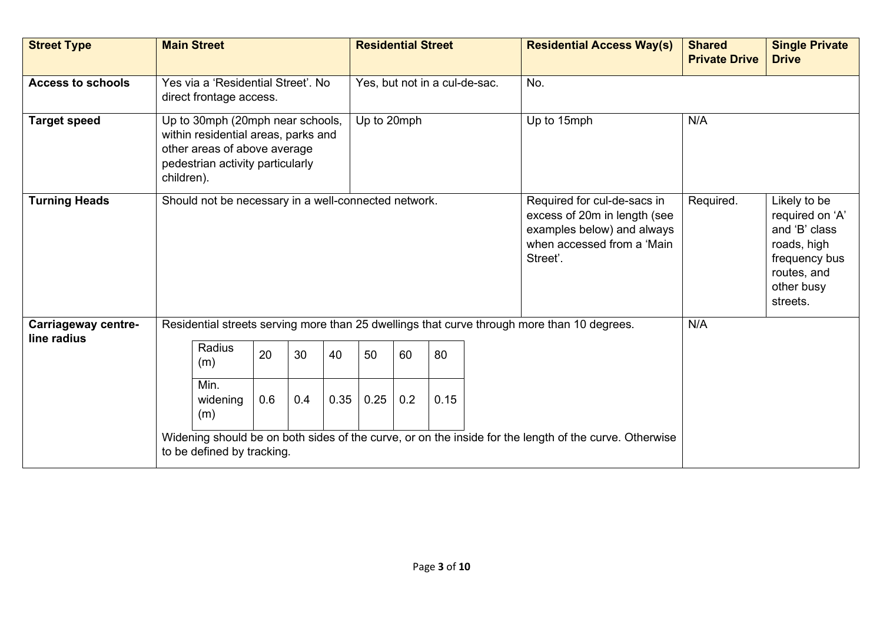| Street Type | Main Street | Residential Street | Residential Access Way(s) | Shared Private Drive | Single Private Drive |
| --- | --- | --- | --- | --- | --- |
| **Access to schools** | Yes via a 'Residential Street'. No direct frontage access. | Yes, but not in a cul-de-sac. | No. | | |
| **Target speed** | Up to 30mph (20mph near schools, within residential areas, parks and other areas of above average pedestrian activity particularly children). | Up to 20mph | Up to 15mph | N/A | |
| **Turning Heads** | Should not be necessary in a well-connected network. | | Required for cul-de-sacs in excess of 20m in length (see examples below) and always when accessed from a 'Main Street'. | Required. | Likely to be required on 'A' and 'B' class roads, high frequency bus routes, and other busy streets. |
| **Carriageway centre-line radius** | Residential streets serving more than 25 dwellings that curve through more than 10 degrees. | | | N/A | |

| Radius (m) | 20 | 30 | 40 | 50 | 60 | 80 |
| --- | --- | --- | --- | --- | --- | --- |
| Min. widening (m) | 0.6 | 0.4 | 0.35 | 0.25 | 0.2 | 0.15 |

Widening should be on both sides of the curve, or on the inside for the length of the curve. Otherwise to be defined by tracking.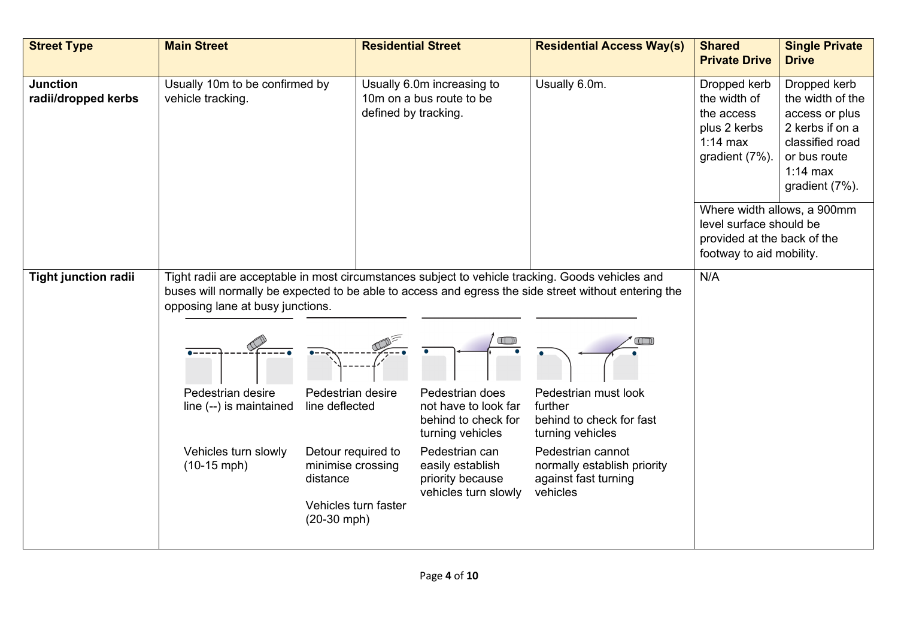| Street Type | Main Street | Residential Street | Residential Access Way(s) | Shared Private Drive | Single Private Drive |
|---|---|---|---|---|---|
| **Junction radii/dropped kerbs** | Usually 10m to be confirmed by vehicle tracking. | Usually 6.0m increasing to 10m on a bus route to be defined by tracking. | Usually 6.0m. | Dropped kerb the width of the access plus 2 kerbs 1:14 max gradient (7%). | Dropped kerb the width of the access or plus 2 kerbs if on a classified road or bus route 1:14 max gradient (7%). |
| | | | | Where width allows, a 900mm level surface should be provided at the back of the footway to aid mobility. | |
| **Tight junction radii** | Tight radii are acceptable in most circumstances subject to vehicle tracking. Goods vehicles and buses will normally be expected to be able to access and egress the side street without entering the opposing lane at busy junctions.<br><br>Pedestrian desire line (--) is maintained<br>Vehicles turn slowly (10-15 mph)<br><br>Pedestrian desire line deflected<br>Detour required to minimise crossing distance<br>Vehicles turn faster (20-30 mph)<br><br>Pedestrian does not have to look far behind to check for turning vehicles<br>Pedestrian can easily establish priority because vehicles turn slowly<br><br>Pedestrian must look further behind to check for fast turning vehicles<br>Pedestrian cannot normally establish priority against fast turning vehicles | | | N/A | |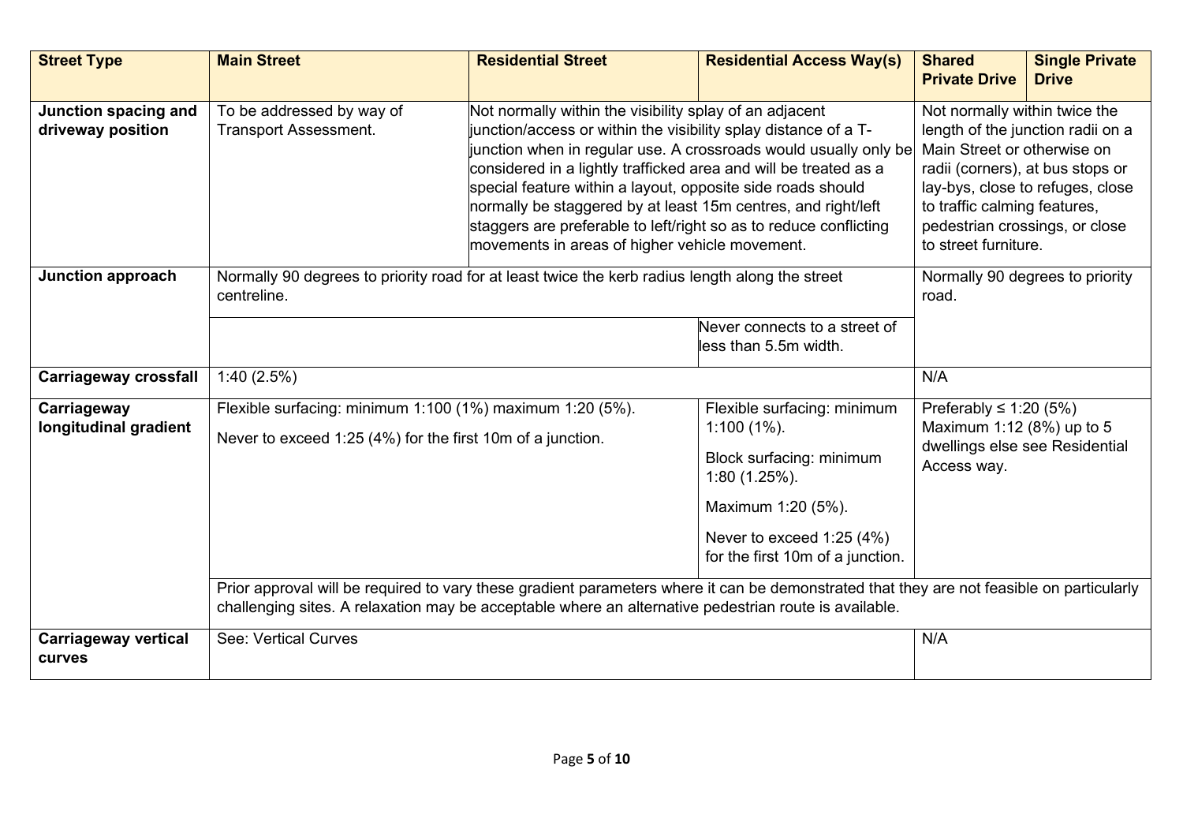| Street Type | Main Street | Residential Street | Residential Access Way(s) | Shared Private Drive | Single Private Drive |
|---|---|---|---|---|---|
| **Junction spacing and driveway position** | To be addressed by way of Transport Assessment. | Not normally within the visibility splay of an adjacent junction/access or within the visibility splay distance of a T-junction when in regular use. A crossroads would usually only be considered in a lightly trafficked area and will be treated as a special feature within a layout, opposite side roads should normally be staggered by at least 15m centres, and right/left staggers are preferable to left/right so as to reduce conflicting movements in areas of higher vehicle movement. | | Not normally within twice the length of the junction radii on a Main Street or otherwise on radii (corners), at bus stops or lay-bys, close to refuges, close to traffic calming features, pedestrian crossings, or close to street furniture. | |
| **Junction approach** | Normally 90 degrees to priority road for at least twice the kerb radius length along the street centreline. | | | Normally 90 degrees to priority road. | |
| | | | Never connects to a street of less than 5.5m width. | | |
| **Carriageway crossfall** | 1:40 (2.5%) | | | N/A | |
| **Carriageway longitudinal gradient** | Flexible surfacing: minimum 1:100 (1%) maximum 1:20 (5%).<br><br>Never to exceed 1:25 (4%) for the first 10m of a junction. | | Flexible surfacing: minimum 1:100 (1%).<br><br>Block surfacing: minimum 1:80 (1.25%).<br><br>Maximum 1:20 (5%).<br><br>Never to exceed 1:25 (4%) for the first 10m of a junction. | Preferably ≤ 1:20 (5%) Maximum 1:12 (8%) up to 5 dwellings else see Residential Access way. | |
| | Prior approval will be required to vary these gradient parameters where it can be demonstrated that they are not feasible on particularly challenging sites. A relaxation may be acceptable where an alternative pedestrian route is available. | | | | |
| **Carriageway vertical curves** | See: Vertical Curves | | | N/A | |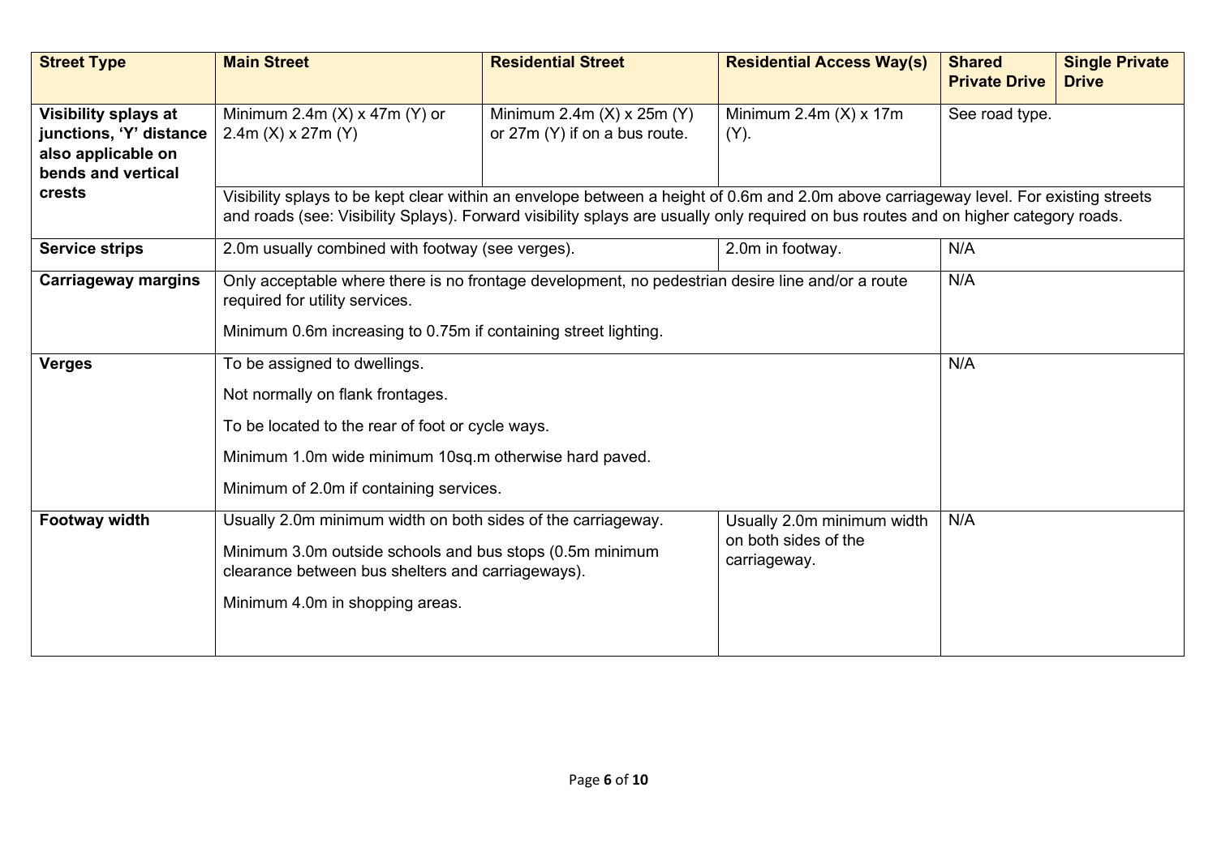| Street Type | Main Street | Residential Street | Residential Access Way(s) | Shared Private Drive | Single Private Drive |
|---|---|---|---|---|---|
| **Visibility splays at junctions, 'Y' distance also applicable on bends and vertical crests** | Minimum 2.4m (X) x 47m (Y) or 2.4m (X) x 27m (Y) | Minimum 2.4m (X) x 25m (Y) or 27m (Y) if on a bus route. | Minimum 2.4m (X) x 17m (Y). | See road type. | |
| | Visibility splays to be kept clear within an envelope between a height of 0.6m and 2.0m above carriageway level. For existing streets and roads (see: Visibility Splays). Forward visibility splays are usually only required on bus routes and on higher category roads. | | | | |
| **Service strips** | 2.0m usually combined with footway (see verges). | | 2.0m in footway. | N/A | |
| **Carriageway margins** | Only acceptable where there is no frontage development, no pedestrian desire line and/or a route required for utility services.<br><br>Minimum 0.6m increasing to 0.75m if containing street lighting. | | | N/A | |
| **Verges** | To be assigned to dwellings.<br><br>Not normally on flank frontages.<br><br>To be located to the rear of foot or cycle ways.<br><br>Minimum 1.0m wide minimum 10sq.m otherwise hard paved.<br><br>Minimum of 2.0m if containing services. | | | N/A | |
| **Footway width** | Usually 2.0m minimum width on both sides of the carriageway.<br><br>Minimum 3.0m outside schools and bus stops (0.5m minimum clearance between bus shelters and carriageways).<br><br>Minimum 4.0m in shopping areas. | | Usually 2.0m minimum width on both sides of the carriageway. | N/A | |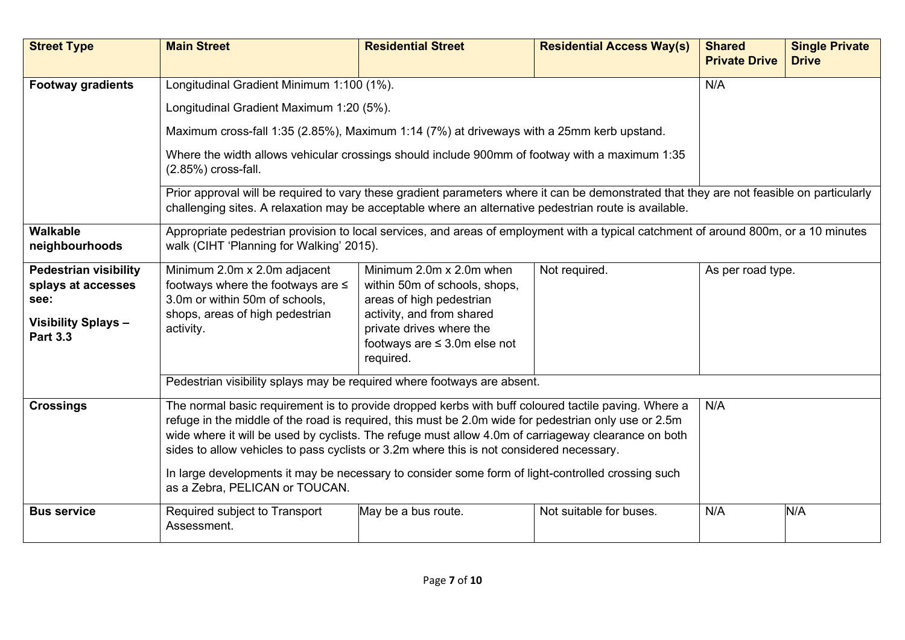| Street Type | Main Street | Residential Street | Residential Access Way(s) | Shared Private Drive | Single Private Drive |
|---|---|---|---|---|---|
| **Footway gradients** | Longitudinal Gradient Minimum 1:100 (1%).<br><br>Longitudinal Gradient Maximum 1:20 (5%).<br><br>Maximum cross-fall 1:35 (2.85%), Maximum 1:14 (7%) at driveways with a 25mm kerb upstand.<br><br>Where the width allows vehicular crossings should include 900mm of footway with a maximum 1:35 (2.85%) cross-fall. | | | N/A | |
| | Prior approval will be required to vary these gradient parameters where it can be demonstrated that they are not feasible on particularly challenging sites. A relaxation may be acceptable where an alternative pedestrian route is available. | | | | |
| **Walkable neighbourhoods** | Appropriate pedestrian provision to local services, and areas of employment with a typical catchment of around 800m, or a 10 minutes walk (CIHT 'Planning for Walking' 2015). | | | | |
| **Pedestrian visibility splays at accesses see:**<br><br>**Visibility Splays – Part 3.3** | Minimum 2.0m x 2.0m adjacent footways where the footways are ≤ 3.0m or within 50m of schools, shops, areas of high pedestrian activity. | Minimum 2.0m x 2.0m when within 50m of schools, shops, areas of high pedestrian activity, and from shared private drives where the footways are ≤ 3.0m else not required. | Not required. | As per road type. | |
| | Pedestrian visibility splays may be required where footways are absent. | | | | |
| **Crossings** | The normal basic requirement is to provide dropped kerbs with buff coloured tactile paving. Where a refuge in the middle of the road is required, this must be 2.0m wide for pedestrian only use or 2.5m wide where it will be used by cyclists. The refuge must allow 4.0m of carriageway clearance on both sides to allow vehicles to pass cyclists or 3.2m where this is not considered necessary.<br><br>In large developments it may be necessary to consider some form of light-controlled crossing such as a Zebra, PELICAN or TOUCAN. | | | N/A | |
| **Bus service** | Required subject to Transport Assessment. | May be a bus route. | Not suitable for buses. | N/A | N/A |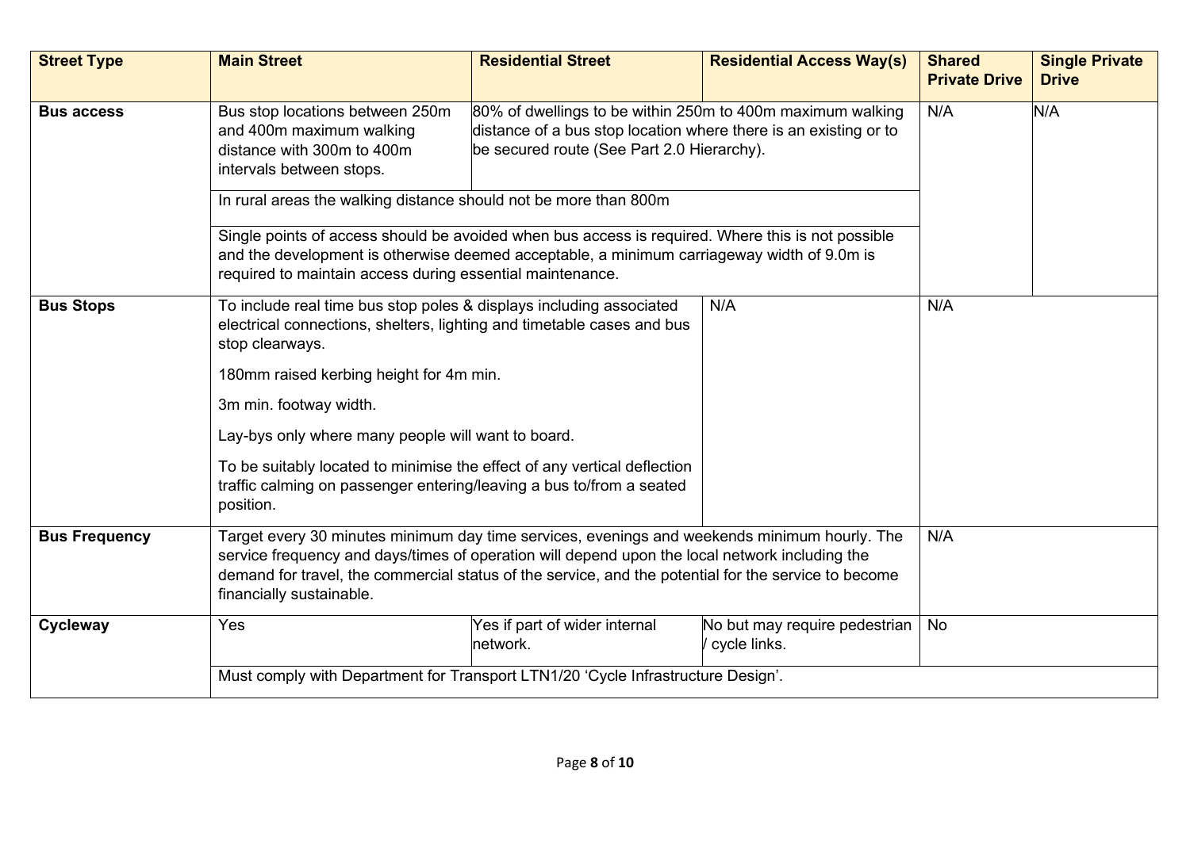| Street Type | Main Street | Residential Street | Residential Access Way(s) | Shared Private Drive | Single Private Drive |
|---|---|---|---|---|---|
| **Bus access** | Bus stop locations between 250m and 400m maximum walking distance with 300m to 400m intervals between stops. | 80% of dwellings to be within 250m to 400m maximum walking distance of a bus stop location where there is an existing or to be secured route (See Part 2.0 Hierarchy). | | N/A | N/A |
| | In rural areas the walking distance should not be more than 800m | | | | |
| | Single points of access should be avoided when bus access is required. Where this is not possible and the development is otherwise deemed acceptable, a minimum carriageway width of 9.0m is required to maintain access during essential maintenance. | | | | |
| **Bus Stops** | To include real time bus stop poles & displays including associated electrical connections, shelters, lighting and timetable cases and bus stop clearways.<br><br>180mm raised kerbing height for 4m min.<br><br>3m min. footway width.<br><br>Lay-bys only where many people will want to board.<br><br>To be suitably located to minimise the effect of any vertical deflection traffic calming on passenger entering/leaving a bus to/from a seated position. | | N/A | N/A | |
| **Bus Frequency** | Target every 30 minutes minimum day time services, evenings and weekends minimum hourly. The service frequency and days/times of operation will depend upon the local network including the demand for travel, the commercial status of the service, and the potential for the service to become financially sustainable. | | | N/A | |
| **Cycleway** | Yes | Yes if part of wider internal network. | No but may require pedestrian / cycle links. | No | |
| | Must comply with Department for Transport LTN1/20 'Cycle Infrastructure Design'. | | | | |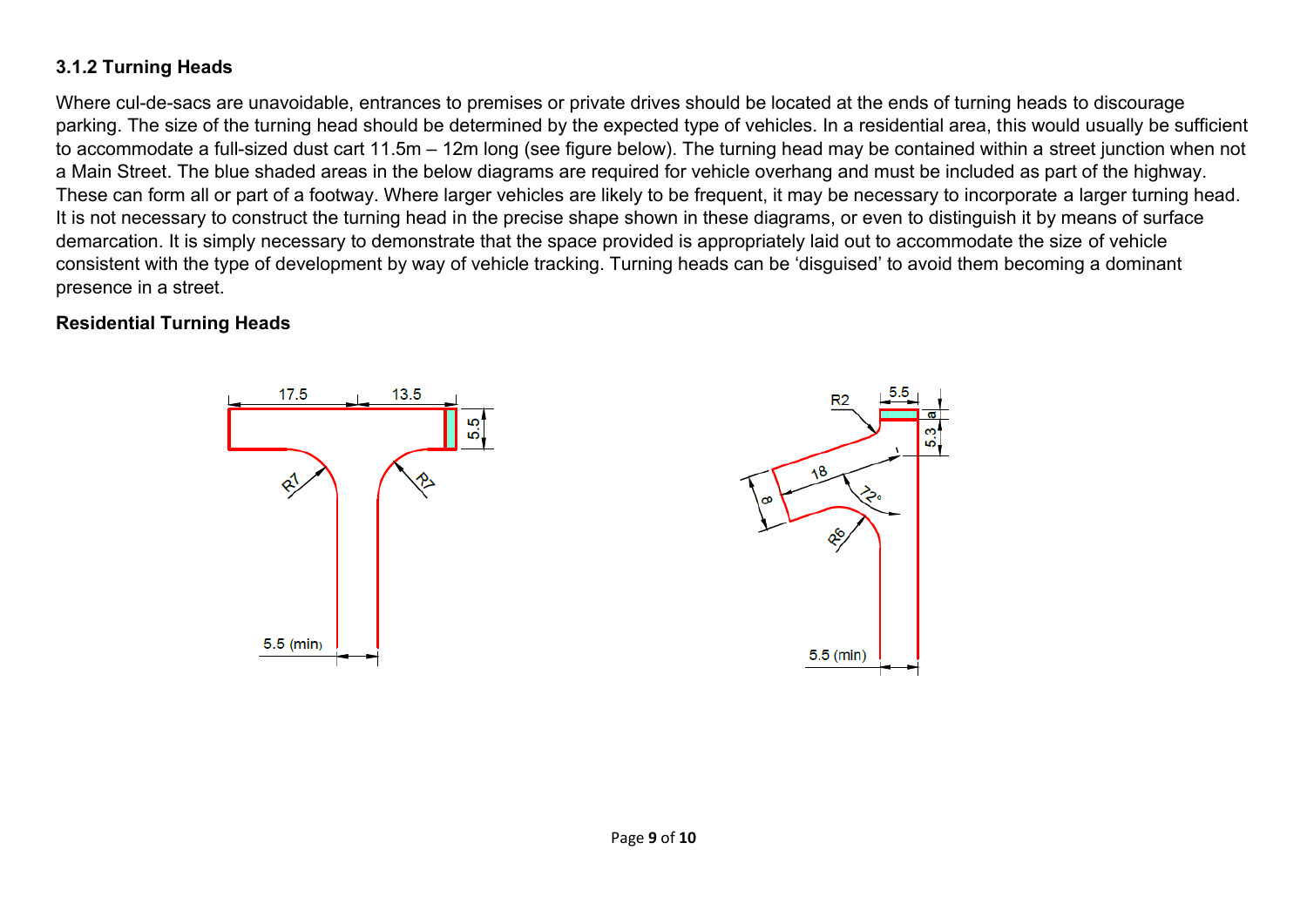### 3.1.2 Turning Heads

Where cul-de-sacs are unavoidable, entrances to premises or private drives should be located at the ends of turning heads to discourage parking. The size of the turning head should be determined by the expected type of vehicles. In a residential area, this would usually be sufficient to accommodate a full-sized dust cart 11.5m – 12m long (see figure below). The turning head may be contained within a street junction when not a Main Street. The blue shaded areas in the below diagrams are required for vehicle overhang and must be included as part of the highway. These can form all or part of a footway. Where larger vehicles are likely to be frequent, it may be necessary to incorporate a larger turning head. It is not necessary to construct the turning head in the precise shape shown in these diagrams, or even to distinguish it by means of surface demarcation. It is simply necessary to demonstrate that the space provided is appropriately laid out to accommodate the size of vehicle consistent with the type of development by way of vehicle tracking. Turning heads can be 'disguised' to avoid them becoming a dominant presence in a street.

**Residential Turning Heads**

17.5 | 13.5 | 5.5 | R7 | R7 | 5.5 (min)

R2 | 5.5 | a | 5.3 | 18 | 8 | 72° | R6 | 5.5 (min)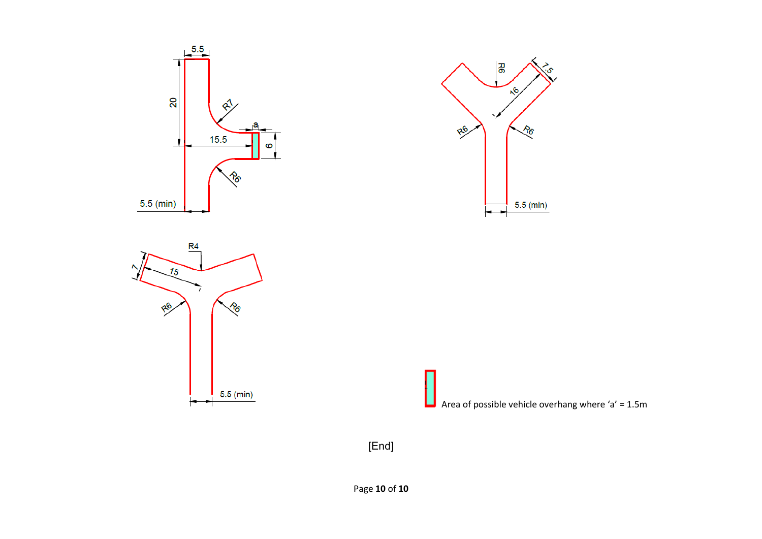5.5

20

R7

a

15.5

6

R6

5.5 (min)

R6

7.5

16

R6

R6

5.5 (min)

R4

7

15

R6

R6

5.5 (min)

Area of possible vehicle overhang where ‘a’ = 1.5m

[End]